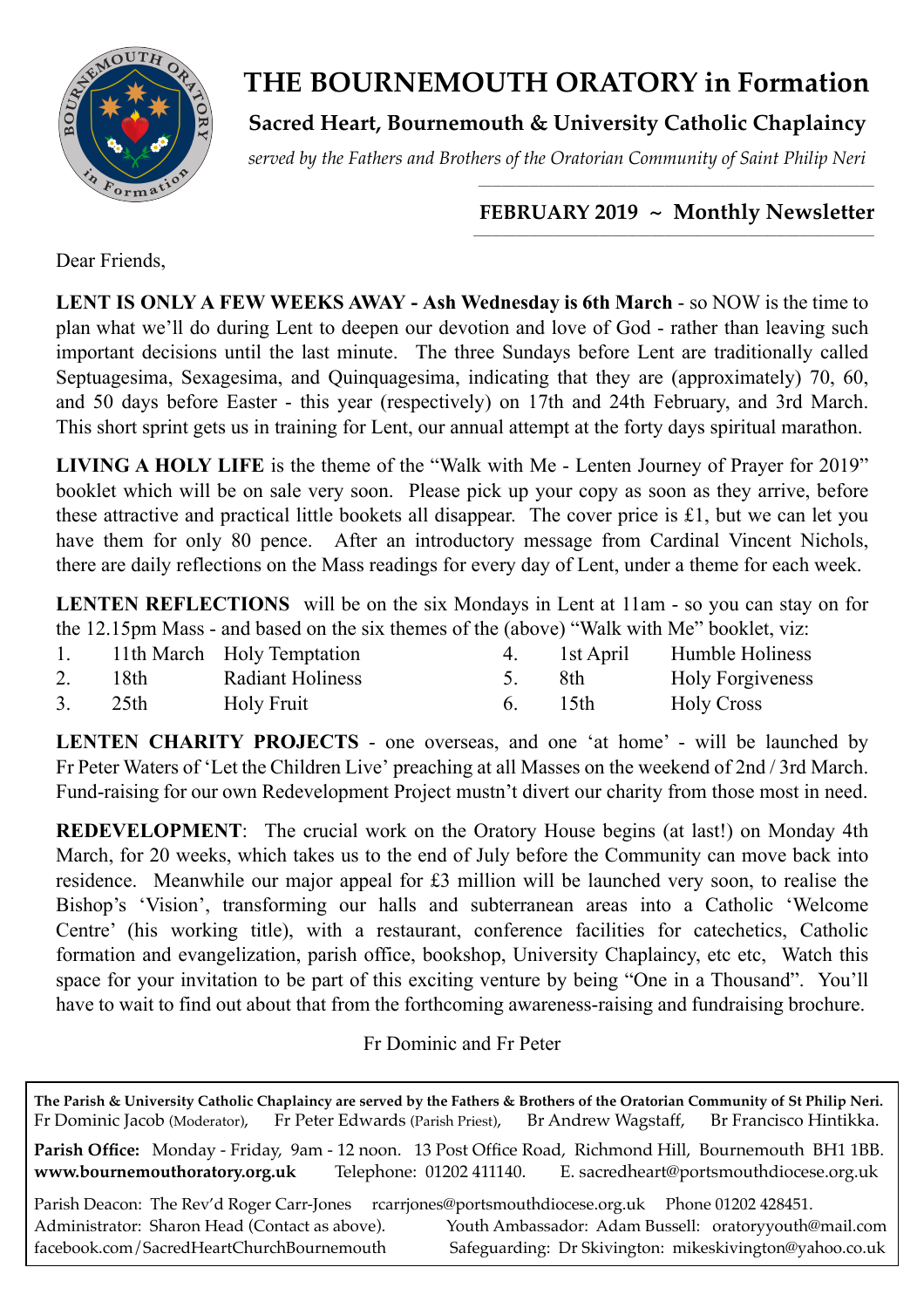# THE BOURNEMOUTH ORATORY in Formation

## Sacred Heart, Bournemouth & University Catholic Chaplaincy

*served by the Fathers and Brothers of the Oratorian Community of Saint Philip Neri*

### FEBRUARY 2019 ~ Monthly Newsletter

Dear Friends,

**LENT IS ONLY A FEW WEEKS AWAY - Ash Wednesday is 6th March** - so NOW is the time to plan what we'll do during Lent to deepen our devotion and love of God - rather than leaving such important decisions until the last minute. The three Sundays before Lent are traditionally called Septuagesima, Sexagesima, and Quinquagesima, indicating that they are (approximately) 70, 60, and 50 days before Easter - this year (respectively) on 17th and 24th February, and 3rd March. This short sprint gets us in training for Lent, our annual attempt at the forty days spiritual marathon.

**LIVING A HOLY LIFE** is the theme of the "Walk with Me - Lenten Journey of Prayer for 2019" booklet which will be on sale very soon. Please pick up your copy as soon as they arrive, before these attractive and practical little bookets all disappear. The cover price is £1, but we can let you have them for only 80 pence. After an introductory message from Cardinal Vincent Nichols, there are daily reflections on the Mass readings for every day of Lent, under a theme for each week.

**LENTEN REFLECTIONS** will be on the six Mondays in Lent at 11am - so you can stay on for the 12.15pm Mass - and based on the six themes of the (above) "Walk with Me" booklet, viz:

| | | | | | |
|---|---|---|---|---|---|
| 1. | 11th March | Holy Temptation | 4. | 1st April | Humble Holiness |
| 2. | 18th | Radiant Holiness | 5. | 8th | Holy Forgiveness |
| 3. | 25th | Holy Fruit | 6. | 15th | Holy Cross |

**LENTEN CHARITY PROJECTS** - one overseas, and one 'at home' - will be launched by Fr Peter Waters of 'Let the Children Live' preaching at all Masses on the weekend of 2nd / 3rd March. Fund-raising for our own Redevelopment Project mustn't divert our charity from those most in need.

**REDEVELOPMENT**: The crucial work on the Oratory House begins (at last!) on Monday 4th March, for 20 weeks, which takes us to the end of July before the Community can move back into residence. Meanwhile our major appeal for £3 million will be launched very soon, to realise the Bishop's 'Vision', transforming our halls and subterranean areas into a Catholic 'Welcome Centre' (his working title), with a restaurant, conference facilities for catechetics, Catholic formation and evangelization, parish office, bookshop, University Chaplaincy, etc etc, Watch this space for your invitation to be part of this exciting venture by being "One in a Thousand". You'll have to wait to find out about that from the forthcoming awareness-raising and fundraising brochure.

Fr Dominic and Fr Peter

---

**The Parish & University Catholic Chaplaincy are served by the Fathers & Brothers of the Oratorian Community of St Philip Neri.**
Fr Dominic Jacob (Moderator), Fr Peter Edwards (Parish Priest), Br Andrew Wagstaff, Br Francisco Hintikka.

**Parish Office:** Monday - Friday, 9am - 12 noon. 13 Post Office Road, Richmond Hill, Bournemouth BH1 1BB.
**www.bournemouthoratory.org.uk** Telephone: 01202 411140. E. sacredheart@portsmouthdiocese.org.uk

Parish Deacon: The Rev'd Roger Carr-Jones rcarrjones@portsmouthdiocese.org.uk Phone 01202 428451.
Administrator: Sharon Head (Contact as above). Youth Ambassador: Adam Bussell: oratoryyouth@mail.com
facebook.com/SacredHeartChurchBournemouth Safeguarding: Dr Skivington: mikeskivington@yahoo.co.uk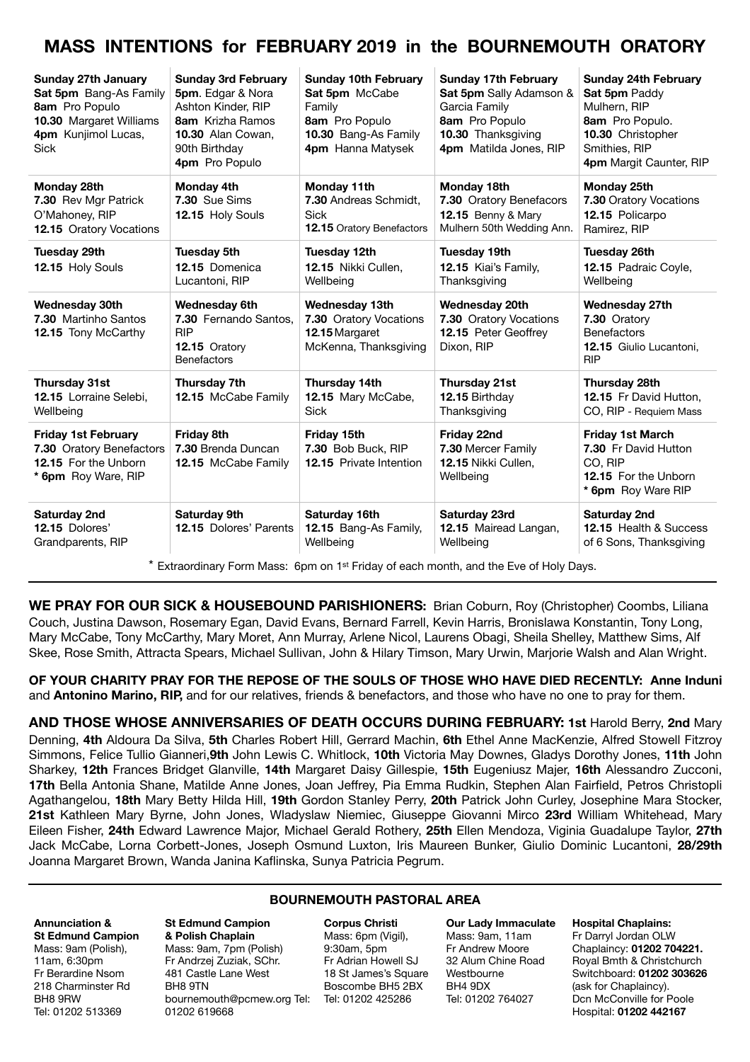# MASS INTENTIONS for FEBRUARY 2019 in the BOURNEMOUTH ORATORY

| | | | | |
|---|---|---|---|---|
| **Sunday 27th January**<br>**Sat 5pm** Bang-As Family<br>**8am** Pro Populo<br>**10.30** Margaret Williams<br>**4pm** Kunjimol Lucas, Sick | **Sunday 3rd February**<br>**5pm**. Edgar & Nora Ashton Kinder, RIP<br>**8am** Krizha Ramos<br>**10.30** Alan Cowan, 90th Birthday<br>**4pm** Pro Populo | **Sunday 10th February**<br>**Sat 5pm** McCabe Family<br>**8am** Pro Populo<br>**10.30** Bang-As Family<br>**4pm** Hanna Matysek | **Sunday 17th February**<br>**Sat 5pm** Sally Adamson & Garcia Family<br>**8am** Pro Populo<br>**10.30** Thanksgiving<br>**4pm** Matilda Jones, RIP | **Sunday 24th February**<br>**Sat 5pm** Paddy Mulhern, RIP<br>**8am** Pro Populo.<br>**10.30** Christopher Smithies, RIP<br>**4pm** Margit Caunter, RIP |
| **Monday 28th**<br>**7.30** Rev Mgr Patrick O'Mahoney, RIP<br>**12.15** Oratory Vocations | **Monday 4th**<br>**7.30** Sue Sims<br>**12.15** Holy Souls | **Monday 11th**<br>**7.30** Andreas Schmidt, Sick<br>**12.15** Oratory Benefactors | **Monday 18th**<br>**7.30** Oratory Benefacors<br>**12.15** Benny & Mary Mulhern 50th Wedding Ann. | **Monday 25th**<br>**7.30** Oratory Vocations<br>**12.15** Policarpo Ramirez, RIP |
| **Tuesday 29th**<br>**12.15** Holy Souls | **Tuesday 5th**<br>**12.15** Domenica Lucantoni, RIP | **Tuesday 12th**<br>**12.15** Nikki Cullen, Wellbeing | **Tuesday 19th**<br>**12.15** Kiai's Family, Thanksgiving | **Tuesday 26th**<br>**12.15** Padraic Coyle, Wellbeing |
| **Wednesday 30th**<br>**7.30** Martinho Santos<br>**12.15** Tony McCarthy | **Wednesday 6th**<br>**7.30** Fernando Santos, RIP<br>**12.15** Oratory Benefactors | **Wednesday 13th**<br>**7.30** Oratory Vocations<br>**12.15** Margaret McKenna, Thanksgiving | **Wednesday 20th**<br>**7.30** Oratory Vocations<br>**12.15** Peter Geoffrey Dixon, RIP | **Wednesday 27th**<br>**7.30** Oratory Benefactors<br>**12.15** Giulio Lucantoni, RIP |
| **Thursday 31st**<br>**12.15** Lorraine Selebi, Wellbeing | **Thursday 7th**<br>**12.15** McCabe Family | **Thursday 14th**<br>**12.15** Mary McCabe, Sick | **Thursday 21st**<br>**12.15** Birthday Thanksgiving | **Thursday 28th**<br>**12.15** Fr David Hutton, CO, RIP - Requiem Mass |
| **Friday 1st February**<br>**7.30** Oratory Benefactors<br>**12.15** For the Unborn<br>**\* 6pm** Roy Ware, RIP | **Friday 8th**<br>**7.30** Brenda Duncan<br>**12.15** McCabe Family | **Friday 15th**<br>**7.30** Bob Buck, RIP<br>**12.15** Private Intention | **Friday 22nd**<br>**7.30** Mercer Family<br>**12.15** Nikki Cullen, Wellbeing | **Friday 1st March**<br>**7.30** Fr David Hutton CO, RIP<br>**12.15** For the Unborn<br>**\* 6pm** Roy Ware RIP |
| **Saturday 2nd**<br>**12.15** Dolores' Grandparents, RIP | **Saturday 9th**<br>**12.15** Dolores' Parents | **Saturday 16th**<br>**12.15** Bang-As Family, Wellbeing | **Saturday 23rd**<br>**12.15** Mairead Langan, Wellbeing | **Saturday 2nd**<br>**12.15** Health & Success of 6 Sons, Thanksgiving |

\* Extraordinary Form Mass: 6pm on 1st Friday of each month, and the Eve of Holy Days.

**WE PRAY FOR OUR SICK & HOUSEBOUND PARISHIONERS:** Brian Coburn, Roy (Christopher) Coombs, Liliana Couch, Justina Dawson, Rosemary Egan, David Evans, Bernard Farrell, Kevin Harris, Bronislawa Konstantin, Tony Long, Mary McCabe, Tony McCarthy, Mary Moret, Ann Murray, Arlene Nicol, Laurens Obagi, Sheila Shelley, Matthew Sims, Alf Skee, Rose Smith, Attracta Spears, Michael Sullivan, John & Hilary Timson, Mary Urwin, Marjorie Walsh and Alan Wright.

**OF YOUR CHARITY PRAY FOR THE REPOSE OF THE SOULS OF THOSE WHO HAVE DIED RECENTLY: Anne Induni** and **Antonino Marino, RIP,** and for our relatives, friends & benefactors, and those who have no one to pray for them.

**AND THOSE WHOSE ANNIVERSARIES OF DEATH OCCURS DURING FEBRUARY: 1st** Harold Berry, **2nd** Mary Denning, **4th** Aldoura Da Silva, **5th** Charles Robert Hill, Gerrard Machin, **6th** Ethel Anne MacKenzie, Alfred Stowell Fitzroy Simmons, Felice Tullio Gianneri,**9th** John Lewis C. Whitlock, **10th** Victoria May Downes, Gladys Dorothy Jones, **11th** John Sharkey, **12th** Frances Bridget Glanville, **14th** Margaret Daisy Gillespie, **15th** Eugeniusz Majer, **16th** Alessandro Zucconi, **17th** Bella Antonia Shane, Matilde Anne Jones, Joan Jeffrey, Pia Emma Rudkin, Stephen Alan Fairfield, Petros Christopli Agathangelou, **18th** Mary Betty Hilda Hill, **19th** Gordon Stanley Perry, **20th** Patrick John Curley, Josephine Mara Stocker, **21st** Kathleen Mary Byrne, John Jones, Wladyslaw Niemiec, Giuseppe Giovanni Mirco **23rd** William Whitehead, Mary Eileen Fisher, **24th** Edward Lawrence Major, Michael Gerald Rothery, **25th** Ellen Mendoza, Viginia Guadalupe Taylor, **27th** Jack McCabe, Lorna Corbett-Jones, Joseph Osmund Luxton, Iris Maureen Bunker, Giulio Dominic Lucantoni, **28/29th** Joanna Margaret Brown, Wanda Janina Kaflinska, Sunya Patricia Pegrum.

## BOURNEMOUTH PASTORAL AREA

**Annunciation & St Edmund Campion**
Mass: 9am (Polish), 11am, 6:30pm
Fr Berardine Nsom
218 Charminster Rd
BH8 9RW
Tel: 01202 513369

**St Edmund Campion & Polish Chaplain**
Mass: 9am, 7pm (Polish)
Fr Andrzej Zuziak, SChr.
481 Castle Lane West
BH8 9TN
bournemouth@pcmew.org Tel: 01202 619668

**Corpus Christi**
Mass: 6pm (Vigil), 9:30am, 5pm
Fr Adrian Howell SJ
18 St James's Square
Boscombe BH5 2BX
Tel: 01202 425286

**Our Lady Immaculate**
Mass: 9am, 11am
Fr Andrew Moore
32 Alum Chine Road
Westbourne
BH4 9DX
Tel: 01202 764027

**Hospital Chaplains:**
Fr Darryl Jordan OLW
Chaplaincy: **01202 704221.**
Royal Bmth & Christchurch
Switchboard: **01202 303626** (ask for Chaplaincy).
Dcn McConville for Poole Hospital: **01202 442167**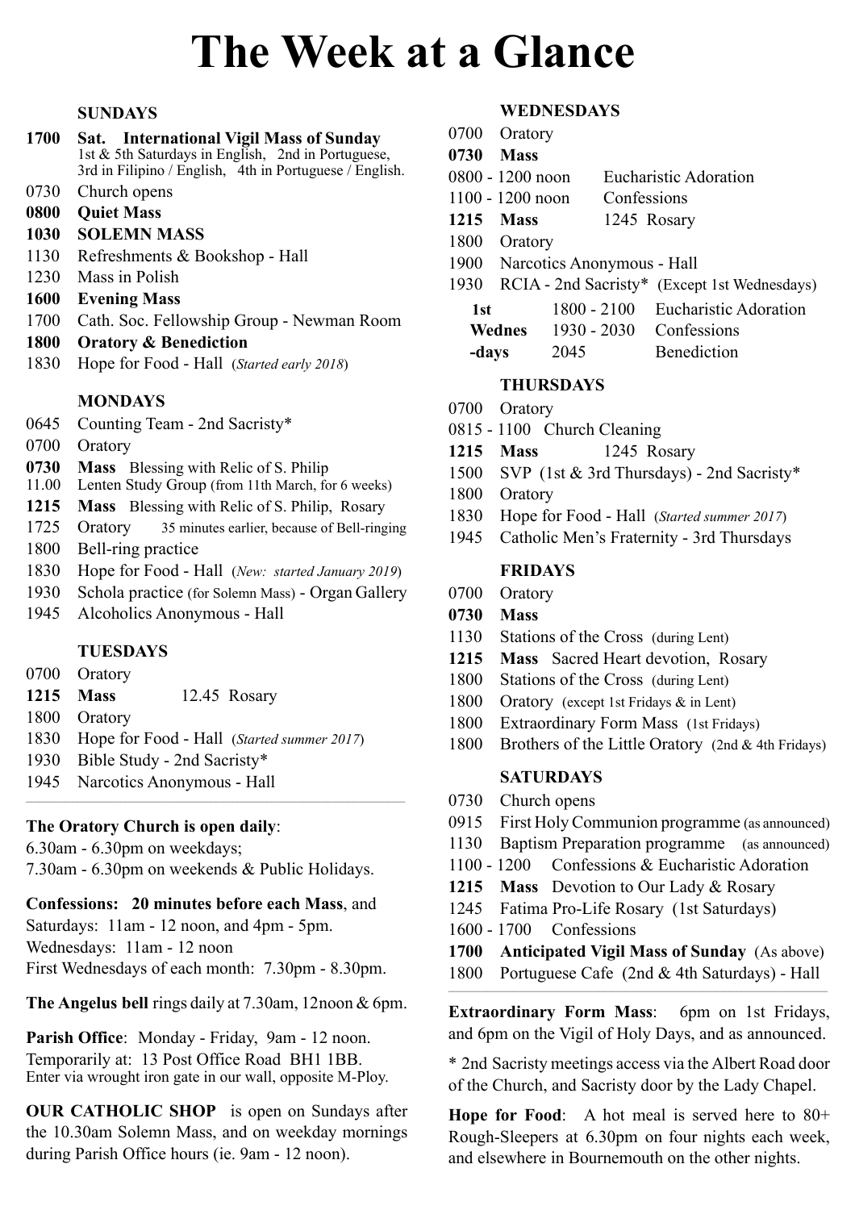# The Week at a Glance

### SUNDAYS

**1700 Sat. International Vigil Mass of Sunday**
1st & 5th Saturdays in English, 2nd in Portuguese, 3rd in Filipino / English, 4th in Portuguese / English.

0730 Church opens

**0800 Quiet Mass**

**1030 SOLEMN MASS**

1130 Refreshments & Bookshop - Hall

1230 Mass in Polish

**1600 Evening Mass**

1700 Cath. Soc. Fellowship Group - Newman Room

**1800 Oratory & Benediction**

1830 Hope for Food - Hall (*Started early 2018*)

### MONDAYS

0645 Counting Team - 2nd Sacristy*

0700 Oratory

**0730 Mass** Blessing with Relic of S. Philip

11.00 Lenten Study Group (from 11th March, for 6 weeks)

**1215 Mass** Blessing with Relic of S. Philip, Rosary

1725 Oratory 35 minutes earlier, because of Bell-ringing

1800 Bell-ring practice

1830 Hope for Food - Hall (*New: started January 2019*)

1930 Schola practice (for Solemn Mass) - Organ Gallery

1945 Alcoholics Anonymous - Hall

### TUESDAYS

0700 Oratory

**1215 Mass** 12.45 Rosary

1800 Oratory

1830 Hope for Food - Hall (*Started summer 2017*)

1930 Bible Study - 2nd Sacristy*

1945 Narcotics Anonymous - Hall

---

**The Oratory Church is open daily**:
6.30am - 6.30pm on weekdays;
7.30am - 6.30pm on weekends & Public Holidays.

**Confessions: 20 minutes before each Mass**, and
Saturdays: 11am - 12 noon, and 4pm - 5pm.
Wednesdays: 11am - 12 noon
First Wednesdays of each month: 7.30pm - 8.30pm.

**The Angelus bell** rings daily at 7.30am, 12noon & 6pm.

**Parish Office**: Monday - Friday, 9am - 12 noon.
Temporarily at: 13 Post Office Road BH1 1BB.
Enter via wrought iron gate in our wall, opposite M-Ploy.

**OUR CATHOLIC SHOP** is open on Sundays after the 10.30am Solemn Mass, and on weekday mornings during Parish Office hours (ie. 9am - 12 noon).

### WEDNESDAYS

0700 Oratory

**0730 Mass**

0800 - 1200 noon Eucharistic Adoration

1100 - 1200 noon Confessions

**1215 Mass** 1245 Rosary

1800 Oratory

1900 Narcotics Anonymous - Hall

1930 RCIA - 2nd Sacristy* (Except 1st Wednesdays)

**1st Wednesdays**
1800 - 2100 Eucharistic Adoration
1930 - 2030 Confessions
2045 Benediction

### THURSDAYS

0700 Oratory

0815 - 1100 Church Cleaning

**1215 Mass** 1245 Rosary

1500 SVP (1st & 3rd Thursdays) - 2nd Sacristy*

1800 Oratory

1830 Hope for Food - Hall (*Started summer 2017*)

1945 Catholic Men's Fraternity - 3rd Thursdays

### FRIDAYS

0700 Oratory

**0730 Mass**

1130 Stations of the Cross (during Lent)

**1215 Mass** Sacred Heart devotion, Rosary

1800 Stations of the Cross (during Lent)

1800 Oratory (except 1st Fridays & in Lent)

1800 Extraordinary Form Mass (1st Fridays)

1800 Brothers of the Little Oratory (2nd & 4th Fridays)

### SATURDAYS

0730 Church opens

0915 First Holy Communion programme (as announced)

1130 Baptism Preparation programme (as announced)

1100 - 1200 Confessions & Eucharistic Adoration

**1215 Mass** Devotion to Our Lady & Rosary

1245 Fatima Pro-Life Rosary (1st Saturdays)

1600 - 1700 Confessions

**1700 Anticipated Vigil Mass of Sunday** (As above)

1800 Portuguese Cafe (2nd & 4th Saturdays) - Hall

---

**Extraordinary Form Mass**: 6pm on 1st Fridays, and 6pm on the Vigil of Holy Days, and as announced.

* 2nd Sacristy meetings access via the Albert Road door of the Church, and Sacristy door by the Lady Chapel.

**Hope for Food**: A hot meal is served here to 80+ Rough-Sleepers at 6.30pm on four nights each week, and elsewhere in Bournemouth on the other nights.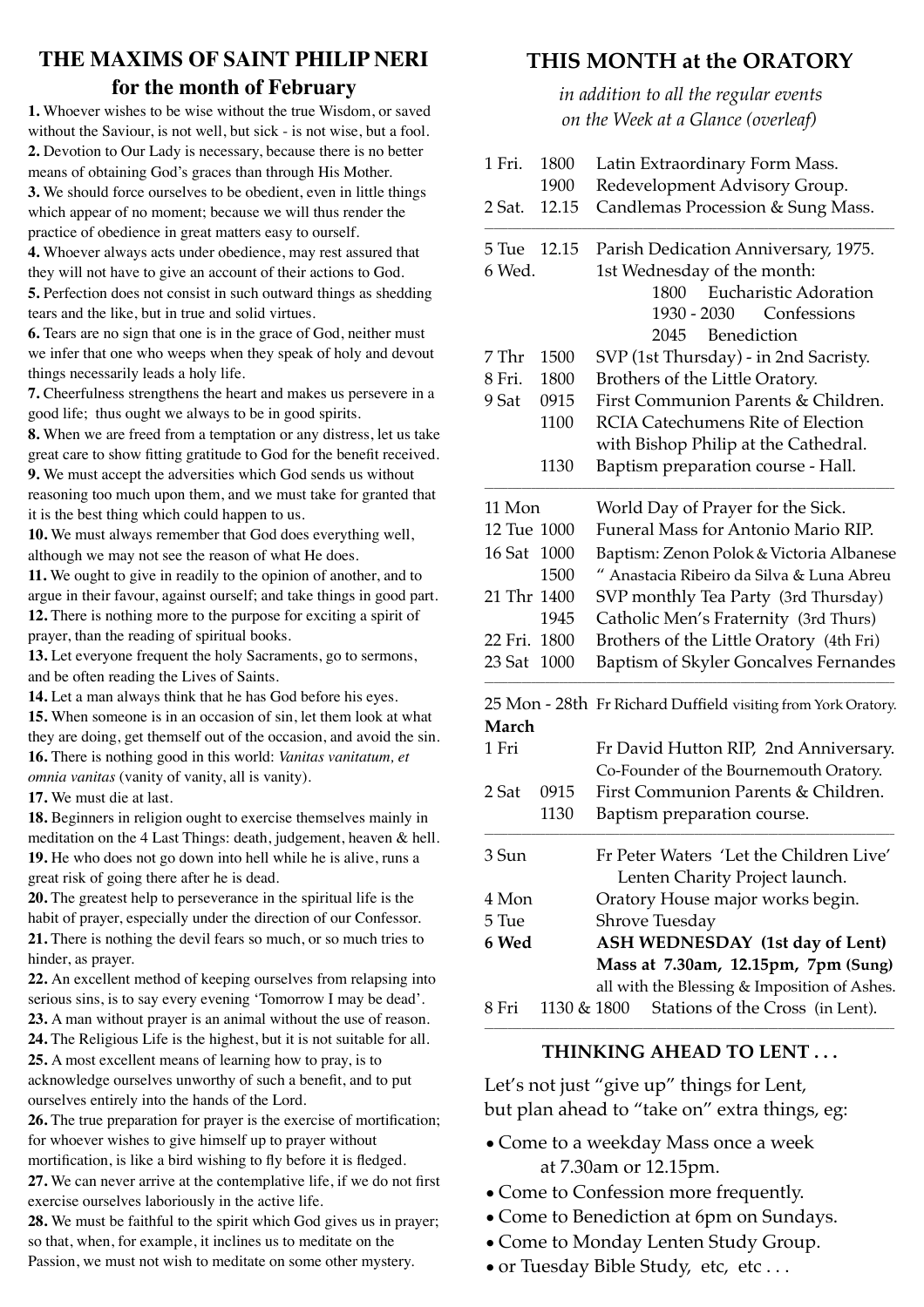## THE MAXIMS OF SAINT PHILIP NERI for the month of February

**1.** Whoever wishes to be wise without the true Wisdom, or saved without the Saviour, is not well, but sick - is not wise, but a fool.
**2.** Devotion to Our Lady is necessary, because there is no better means of obtaining God's graces than through His Mother.
**3.** We should force ourselves to be obedient, even in little things which appear of no moment; because we will thus render the practice of obedience in great matters easy to ourself.
**4.** Whoever always acts under obedience, may rest assured that they will not have to give an account of their actions to God.
**5.** Perfection does not consist in such outward things as shedding tears and the like, but in true and solid virtues.
**6.** Tears are no sign that one is in the grace of God, neither must we infer that one who weeps when they speak of holy and devout things necessarily leads a holy life.
**7.** Cheerfulness strengthens the heart and makes us persevere in a good life; thus ought we always to be in good spirits.
**8.** When we are freed from a temptation or any distress, let us take great care to show fitting gratitude to God for the benefit received.
**9.** We must accept the adversities which God sends us without reasoning too much upon them, and we must take for granted that it is the best thing which could happen to us.
**10.** We must always remember that God does everything well, although we may not see the reason of what He does.
**11.** We ought to give in readily to the opinion of another, and to argue in their favour, against ourself; and take things in good part.
**12.** There is nothing more to the purpose for exciting a spirit of prayer, than the reading of spiritual books.
**13.** Let everyone frequent the holy Sacraments, go to sermons, and be often reading the Lives of Saints.
**14.** Let a man always think that he has God before his eyes.
**15.** When someone is in an occasion of sin, let them look at what they are doing, get themself out of the occasion, and avoid the sin.
**16.** There is nothing good in this world: *Vanitas vanitatum, et omnia vanitas* (vanity of vanity, all is vanity).
**17.** We must die at last.
**18.** Beginners in religion ought to exercise themselves mainly in meditation on the 4 Last Things: death, judgement, heaven & hell.
**19.** He who does not go down into hell while he is alive, runs a great risk of going there after he is dead.
**20.** The greatest help to perseverance in the spiritual life is the habit of prayer, especially under the direction of our Confessor.
**21.** There is nothing the devil fears so much, or so much tries to hinder, as prayer.
**22.** An excellent method of keeping ourselves from relapsing into serious sins, is to say every evening 'Tomorrow I may be dead'.
**23.** A man without prayer is an animal without the use of reason.
**24.** The Religious Life is the highest, but it is not suitable for all.
**25.** A most excellent means of learning how to pray, is to acknowledge ourselves unworthy of such a benefit, and to put ourselves entirely into the hands of the Lord.
**26.** The true preparation for prayer is the exercise of mortification; for whoever wishes to give himself up to prayer without mortification, is like a bird wishing to fly before it is fledged.
**27.** We can never arrive at the contemplative life, if we do not first exercise ourselves laboriously in the active life.
**28.** We must be faithful to the spirit which God gives us in prayer; so that, when, for example, it inclines us to meditate on the Passion, we must not wish to meditate on some other mystery.

## THIS MONTH at the ORATORY

*in addition to all the regular events on the Week at a Glance (overleaf)*

| | | |
|---|---|---|
| 1 Fri. | 1800 | Latin Extraordinary Form Mass. |
| | 1900 | Redevelopment Advisory Group. |
| 2 Sat. | 12.15 | Candlemas Procession & Sung Mass. |
| 5 Tue | 12.15 | Parish Dedication Anniversary, 1975. |
| 6 Wed. | | 1st Wednesday of the month: |
| | | 1800 Eucharistic Adoration |
| | | 1930 - 2030 Confessions |
| | | 2045 Benediction |
| 7 Thr | 1500 | SVP (1st Thursday) - in 2nd Sacristy. |
| 8 Fri. | 1800 | Brothers of the Little Oratory. |
| 9 Sat | 0915 | First Communion Parents & Children. |
| | 1100 | RCIA Catechumens Rite of Election with Bishop Philip at the Cathedral. |
| | 1130 | Baptism preparation course - Hall. |
| 11 Mon | | World Day of Prayer for the Sick. |
| 12 Tue | 1000 | Funeral Mass for Antonio Mario RIP. |
| 16 Sat | 1000 | Baptism: Zenon Polok & Victoria Albanese |
| | 1500 | " Anastacia Ribeiro da Silva & Luna Abreu |
| 21 Thr | 1400 | SVP monthly Tea Party (3rd Thursday) |
| | 1945 | Catholic Men's Fraternity (3rd Thurs) |
| 22 Fri. | 1800 | Brothers of the Little Oratory (4th Fri) |
| 23 Sat | 1000 | Baptism of Skyler Goncalves Fernandes |
| 25 Mon - 28th | | Fr Richard Duffield visiting from York Oratory. |

**March**

| | | |
|---|---|---|
| 1 Fri | | Fr David Hutton RIP, 2nd Anniversary. Co-Founder of the Bournemouth Oratory. |
| 2 Sat | 0915 | First Communion Parents & Children. |
| | 1130 | Baptism preparation course. |
| 3 Sun | | Fr Peter Waters 'Let the Children Live' Lenten Charity Project launch. |
| 4 Mon | | Oratory House major works begin. |
| 5 Tue | | Shrove Tuesday |
| **6 Wed** | | **ASH WEDNESDAY (1st day of Lent)** |
| | | **Mass at 7.30am, 12.15pm, 7pm (Sung)** all with the Blessing & Imposition of Ashes. |
| 8 Fri | 1130 & 1800 | Stations of the Cross (in Lent). |

### THINKING AHEAD TO LENT . . .

Let's not just "give up" things for Lent, but plan ahead to "take on" extra things, eg:

- Come to a weekday Mass once a week at 7.30am or 12.15pm.
- Come to Confession more frequently.
- Come to Benediction at 6pm on Sundays.
- Come to Monday Lenten Study Group.
- or Tuesday Bible Study, etc, etc . . .